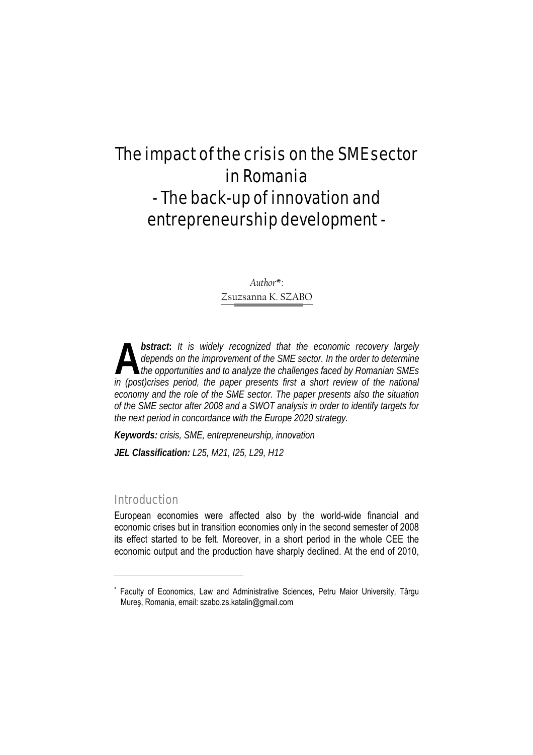# The impact of the crisis on the SME sector in Romania
# - The back-up of innovation and entrepreneurship development -

*Author*[*]:
Zsuzsanna K. SZABO

***Abstract*: *It is widely recognized that the economic recovery largely depends on the improvement of the SME sector. In the order to determine the opportunities and to analyze the challenges faced by Romanian SMEs in (post)crises period, the paper presents first a short review of the national economy and the role of the SME sector. The paper presents also the situation of the SME sector after 2008 and a SWOT analysis in order to identify targets for the next period in concordance with the Europe 2020 strategy.***

***Keywords:*** *crisis, SME, entrepreneurship, innovation*

***JEL Classification:*** *L25, M21, I25, L29, H12*

## Introduction

European economies were affected also by the world-wide financial and economic crises but in transition economies only in the second semester of 2008 its effect started to be felt. Moreover, in a short period in the whole CEE the economic output and the production have sharply declined. At the end of 2010,

---

[*] Faculty of Economics, Law and Administrative Sciences, Petru Maior University, Târgu Mureş, Romania, email: szabo.zs.katalin@gmail.com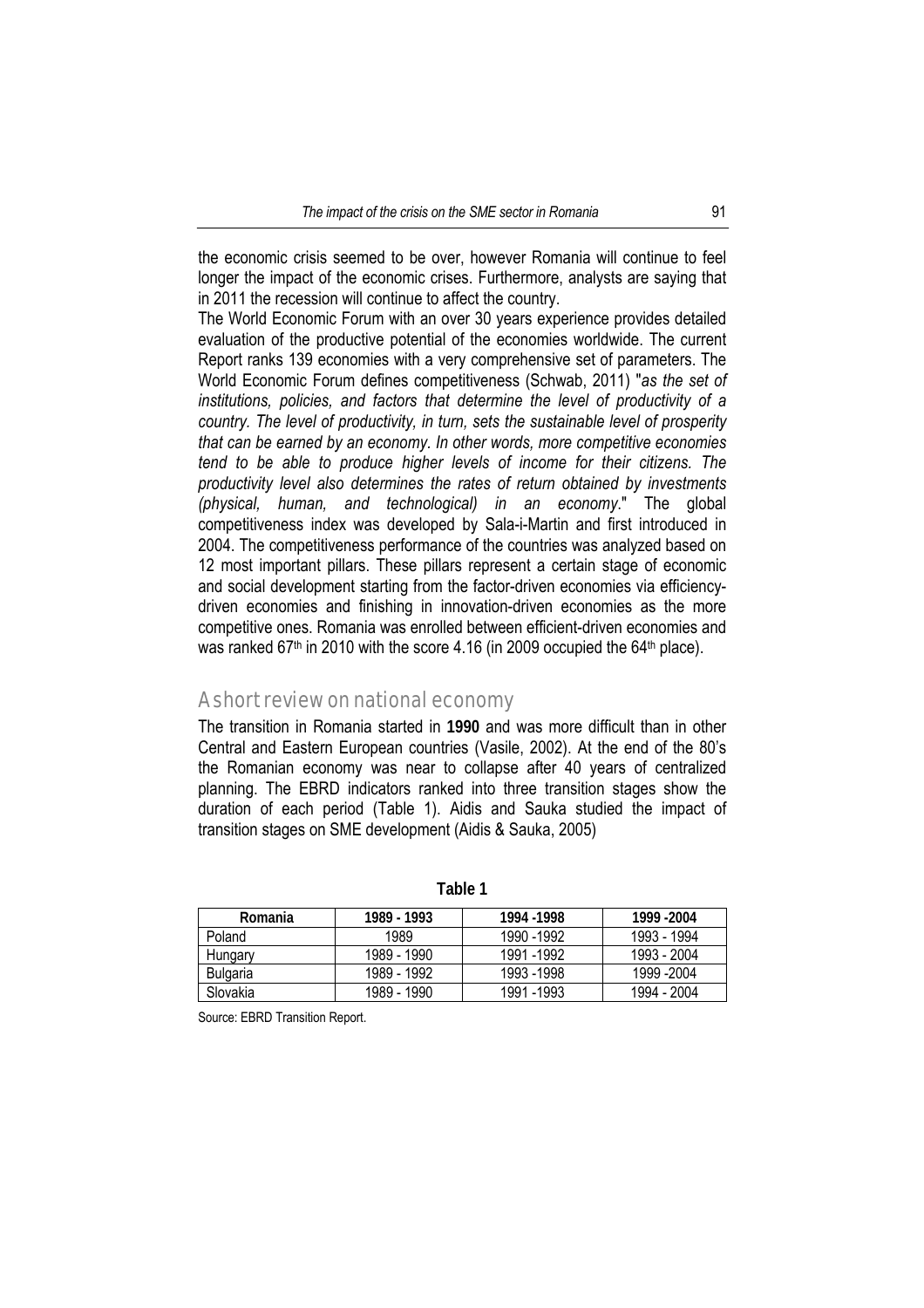the economic crisis seemed to be over, however Romania will continue to feel longer the impact of the economic crises. Furthermore, analysts are saying that in 2011 the recession will continue to affect the country.

The World Economic Forum with an over 30 years experience provides detailed evaluation of the productive potential of the economies worldwide. The current Report ranks 139 economies with a very comprehensive set of parameters. The World Economic Forum defines competitiveness (Schwab, 2011) "*as the set of institutions, policies, and factors that determine the level of productivity of a country. The level of productivity, in turn, sets the sustainable level of prosperity that can be earned by an economy. In other words, more competitive economies tend to be able to produce higher levels of income for their citizens. The productivity level also determines the rates of return obtained by investments (physical, human, and technological) in an economy.*" The global competitiveness index was developed by Sala-i-Martin and first introduced in 2004. The competitiveness performance of the countries was analyzed based on 12 most important pillars. These pillars represent a certain stage of economic and social development starting from the factor-driven economies via efficiency-driven economies and finishing in innovation-driven economies as the more competitive ones. Romania was enrolled between efficient-driven economies and was ranked 67th in 2010 with the score 4.16 (in 2009 occupied the 64th place).

## A short review on national economy

The transition in Romania started in **1990** and was more difficult than in other Central and Eastern European countries (Vasile, 2002). At the end of the 80's the Romanian economy was near to collapse after 40 years of centralized planning. The EBRD indicators ranked into three transition stages show the duration of each period (Table 1). Aidis and Sauka studied the impact of transition stages on SME development (Aidis & Sauka, 2005)

**Table 1**

| Romania | 1989 - 1993 | 1994 -1998 | 1999 -2004 |
|---|---|---|---|
| Poland | 1989 | 1990 -1992 | 1993 - 1994 |
| Hungary | 1989 - 1990 | 1991 -1992 | 1993 - 2004 |
| Bulgaria | 1989 - 1992 | 1993 -1998 | 1999 -2004 |
| Slovakia | 1989 - 1990 | 1991 -1993 | 1994 - 2004 |

Source: EBRD Transition Report.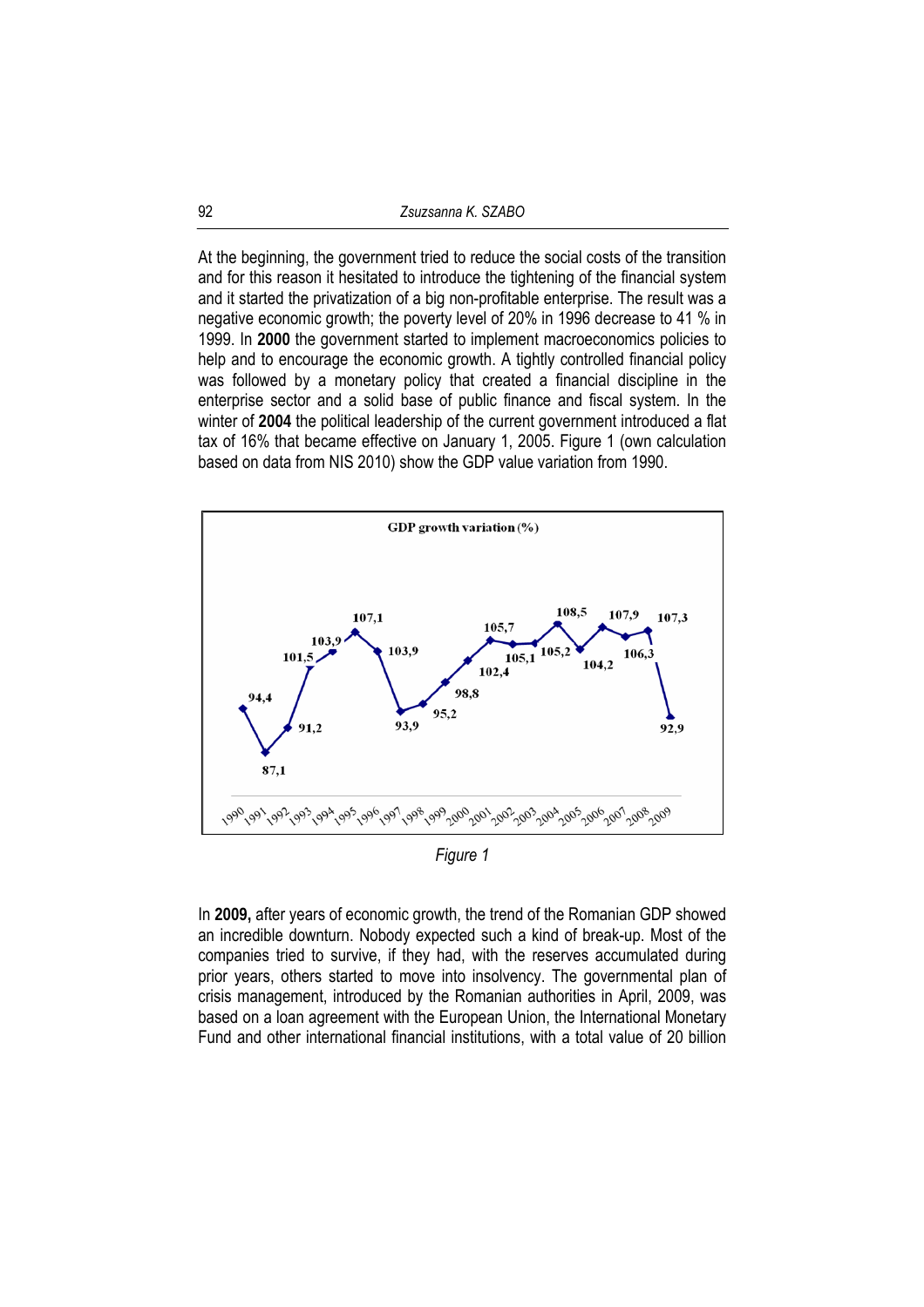At the beginning, the government tried to reduce the social costs of the transition and for this reason it hesitated to introduce the tightening of the financial system and it started the privatization of a big non-profitable enterprise. The result was a negative economic growth; the poverty level of 20% in 1996 decrease to 41 % in 1999. In **2000** the government started to implement macroeconomics policies to help and to encourage the economic growth. A tightly controlled financial policy was followed by a monetary policy that created a financial discipline in the enterprise sector and a solid base of public finance and fiscal system. In the winter of **2004** the political leadership of the current government introduced a flat tax of 16% that became effective on January 1, 2005. Figure 1 (own calculation based on data from NIS 2010) show the GDP value variation from 1990.

*Figure 1*

In **2009,** after years of economic growth, the trend of the Romanian GDP showed an incredible downturn. Nobody expected such a kind of break-up. Most of the companies tried to survive, if they had, with the reserves accumulated during prior years, others started to move into insolvency. The governmental plan of crisis management, introduced by the Romanian authorities in April, 2009, was based on a loan agreement with the European Union, the International Monetary Fund and other international financial institutions, with a total value of 20 billion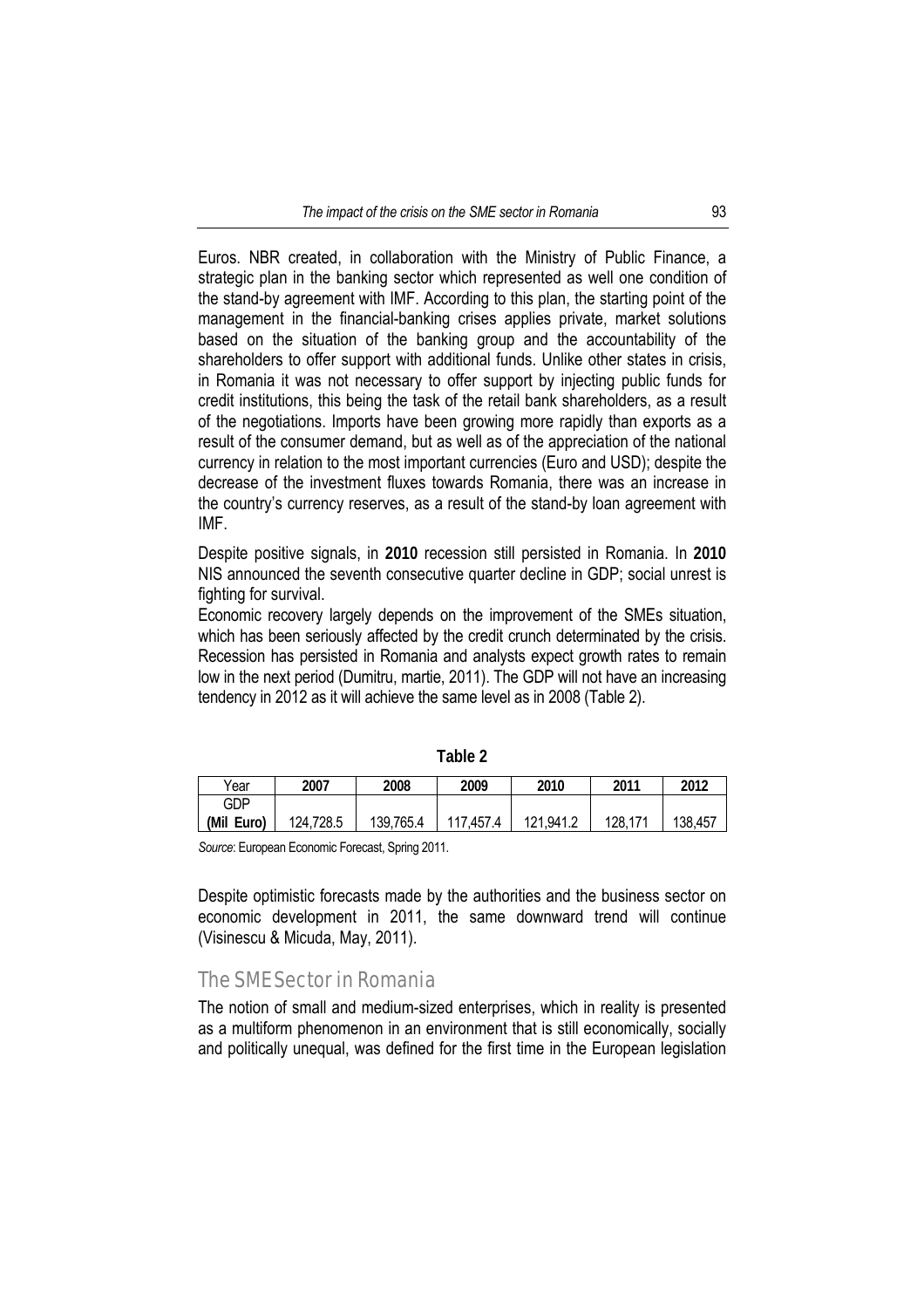Euros. NBR created, in collaboration with the Ministry of Public Finance, a strategic plan in the banking sector which represented as well one condition of the stand-by agreement with IMF. According to this plan, the starting point of the management in the financial-banking crises applies private, market solutions based on the situation of the banking group and the accountability of the shareholders to offer support with additional funds. Unlike other states in crisis, in Romania it was not necessary to offer support by injecting public funds for credit institutions, this being the task of the retail bank shareholders, as a result of the negotiations. Imports have been growing more rapidly than exports as a result of the consumer demand, but as well as of the appreciation of the national currency in relation to the most important currencies (Euro and USD); despite the decrease of the investment fluxes towards Romania, there was an increase in the country's currency reserves, as a result of the stand-by loan agreement with IMF.

Despite positive signals, in **2010** recession still persisted in Romania. In **2010** NIS announced the seventh consecutive quarter decline in GDP; social unrest is fighting for survival.

Economic recovery largely depends on the improvement of the SMEs situation, which has been seriously affected by the credit crunch determinated by the crisis. Recession has persisted in Romania and analysts expect growth rates to remain low in the next period (Dumitru, martie, 2011). The GDP will not have an increasing tendency in 2012 as it will achieve the same level as in 2008 (Table 2).

**Table 2**

| Year | **2007** | **2008** | **2009** | **2010** | **2011** | **2012** |
|---|---|---|---|---|---|---|
| GDP **(Mil Euro)** | 124,728.5 | 139,765.4 | 117,457.4 | 121,941.2 | 128,171 | 138,457 |

*Source*: European Economic Forecast, Spring 2011.

Despite optimistic forecasts made by the authorities and the business sector on economic development in 2011, the same downward trend will continue (Visinescu & Micuda, May, 2011).

## The SME Sector in Romania

The notion of small and medium-sized enterprises, which in reality is presented as a multiform phenomenon in an environment that is still economically, socially and politically unequal, was defined for the first time in the European legislation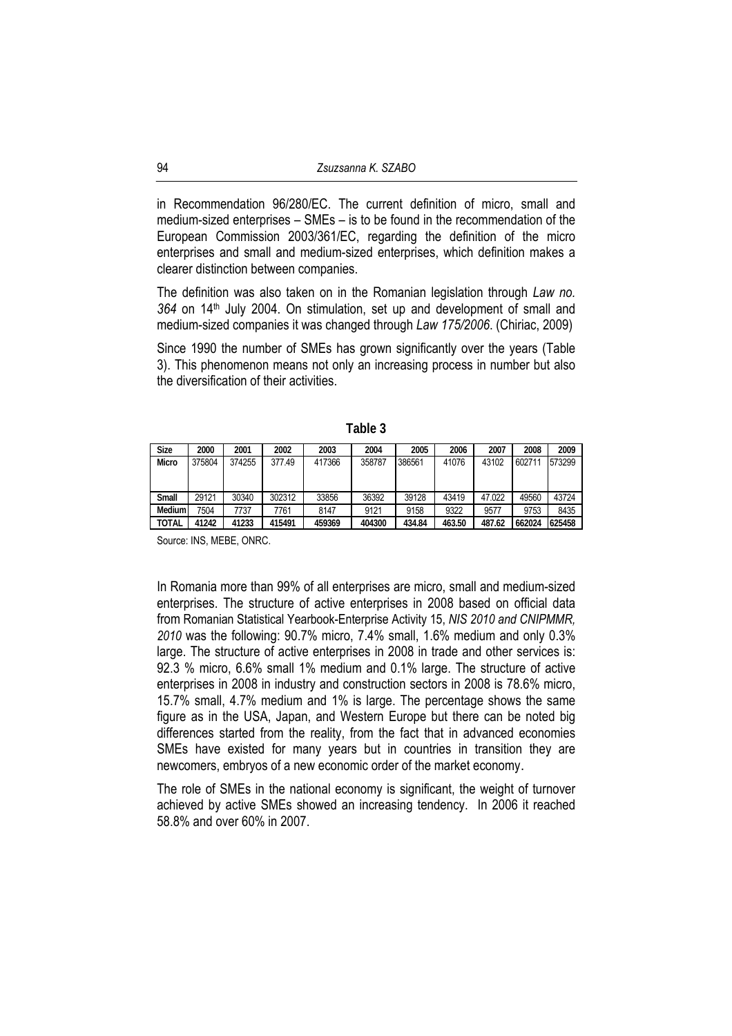in Recommendation 96/280/EC. The current definition of micro, small and medium-sized enterprises – SMEs – is to be found in the recommendation of the European Commission 2003/361/EC, regarding the definition of the micro enterprises and small and medium-sized enterprises, which definition makes a clearer distinction between companies.

The definition was also taken on in the Romanian legislation through *Law no. 364* on 14th July 2004. On stimulation, set up and development of small and medium-sized companies it was changed through *Law 175/2006*. (Chiriac, 2009)

Since 1990 the number of SMEs has grown significantly over the years (Table 3). This phenomenon means not only an increasing process in number but also the diversification of their activities.

**Table 3**

| Size | 2000 | 2001 | 2002 | 2003 | 2004 | 2005 | 2006 | 2007 | 2008 | 2009 |
|---|---|---|---|---|---|---|---|---|---|---|
| **Micro** | 375804 | 374255 | 377.49 | 417366 | 358787 | 386561 | 41076 | 43102 | 602711 | 573299 |
| **Small** | 29121 | 30340 | 302312 | 33856 | 36392 | 39128 | 43419 | 47.022 | 49560 | 43724 |
| **Medium** | 7504 | 7737 | 7761 | 8147 | 9121 | 9158 | 9322 | 9577 | 9753 | 8435 |
| **TOTAL** | **41242** | **41233** | **415491** | **459369** | **404300** | **434.84** | **463.50** | **487.62** | **662024** | **625458** |

Source: INS, MEBE, ONRC.

In Romania more than 99% of all enterprises are micro, small and medium-sized enterprises. The structure of active enterprises in 2008 based on official data from Romanian Statistical Yearbook-Enterprise Activity 15, *NIS 2010 and CNIPMMR, 2010* was the following: 90.7% micro, 7.4% small, 1.6% medium and only 0.3% large. The structure of active enterprises in 2008 in trade and other services is: 92.3 % micro, 6.6% small 1% medium and 0.1% large. The structure of active enterprises in 2008 in industry and construction sectors in 2008 is 78.6% micro, 15.7% small, 4.7% medium and 1% is large. The percentage shows the same figure as in the USA, Japan, and Western Europe but there can be noted big differences started from the reality, from the fact that in advanced economies SMEs have existed for many years but in countries in transition they are newcomers, embryos of a new economic order of the market economy.

The role of SMEs in the national economy is significant, the weight of turnover achieved by active SMEs showed an increasing tendency. In 2006 it reached 58.8% and over 60% in 2007.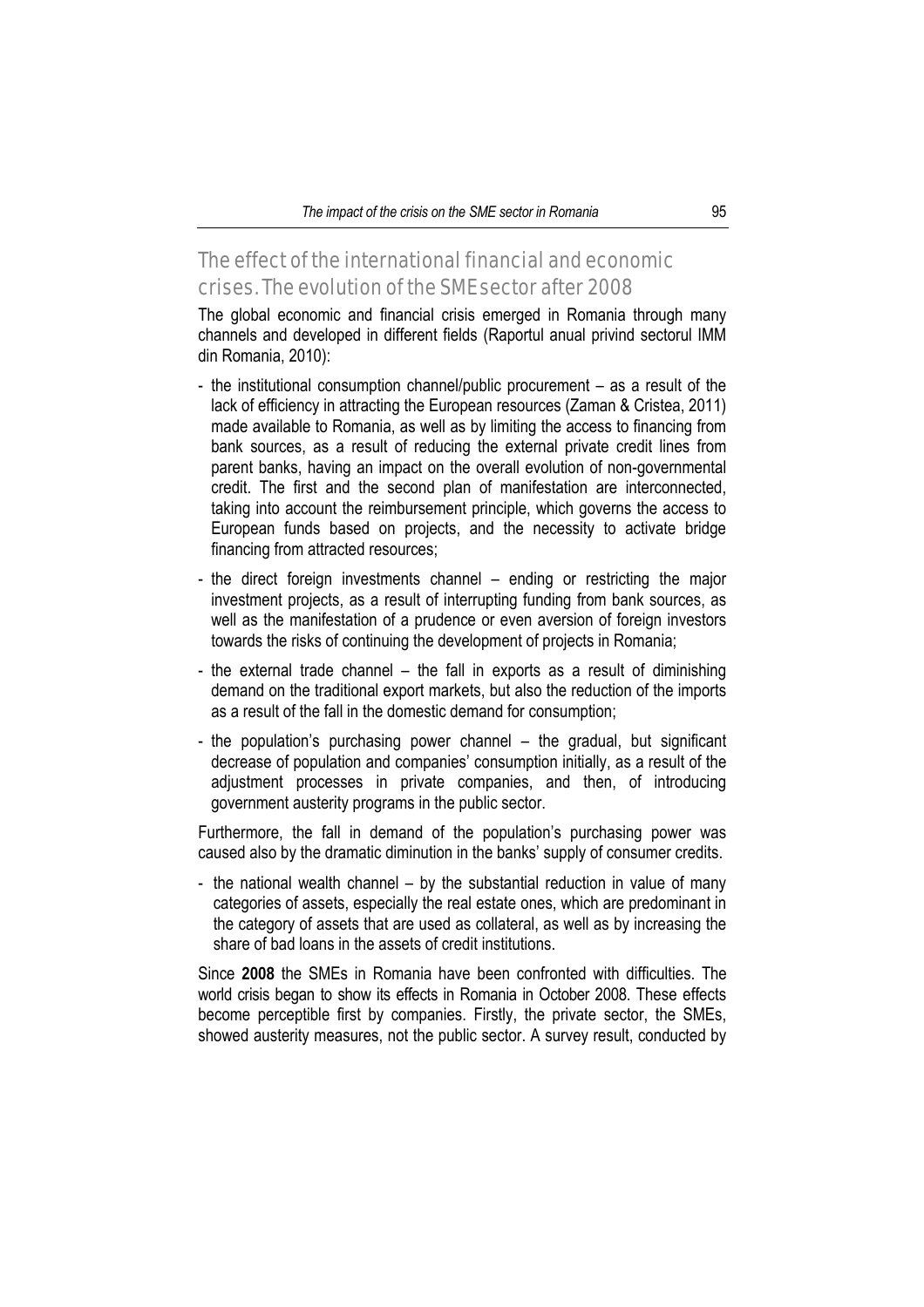## The effect of the international financial and economic crises. The evolution of the SME sector after 2008

The global economic and financial crisis emerged in Romania through many channels and developed in different fields (Raportul anual privind sectorul IMM din Romania, 2010):

- the institutional consumption channel/public procurement – as a result of the lack of efficiency in attracting the European resources (Zaman & Cristea, 2011) made available to Romania, as well as by limiting the access to financing from bank sources, as a result of reducing the external private credit lines from parent banks, having an impact on the overall evolution of non-governmental credit. The first and the second plan of manifestation are interconnected, taking into account the reimbursement principle, which governs the access to European funds based on projects, and the necessity to activate bridge financing from attracted resources;
- the direct foreign investments channel – ending or restricting the major investment projects, as a result of interrupting funding from bank sources, as well as the manifestation of a prudence or even aversion of foreign investors towards the risks of continuing the development of projects in Romania;
- the external trade channel – the fall in exports as a result of diminishing demand on the traditional export markets, but also the reduction of the imports as a result of the fall in the domestic demand for consumption;
- the population's purchasing power channel – the gradual, but significant decrease of population and companies' consumption initially, as a result of the adjustment processes in private companies, and then, of introducing government austerity programs in the public sector.

Furthermore, the fall in demand of the population's purchasing power was caused also by the dramatic diminution in the banks' supply of consumer credits.

- the national wealth channel – by the substantial reduction in value of many categories of assets, especially the real estate ones, which are predominant in the category of assets that are used as collateral, as well as by increasing the share of bad loans in the assets of credit institutions.

Since **2008** the SMEs in Romania have been confronted with difficulties. The world crisis began to show its effects in Romania in October 2008. These effects become perceptible first by companies. Firstly, the private sector, the SMEs, showed austerity measures, not the public sector. A survey result, conducted by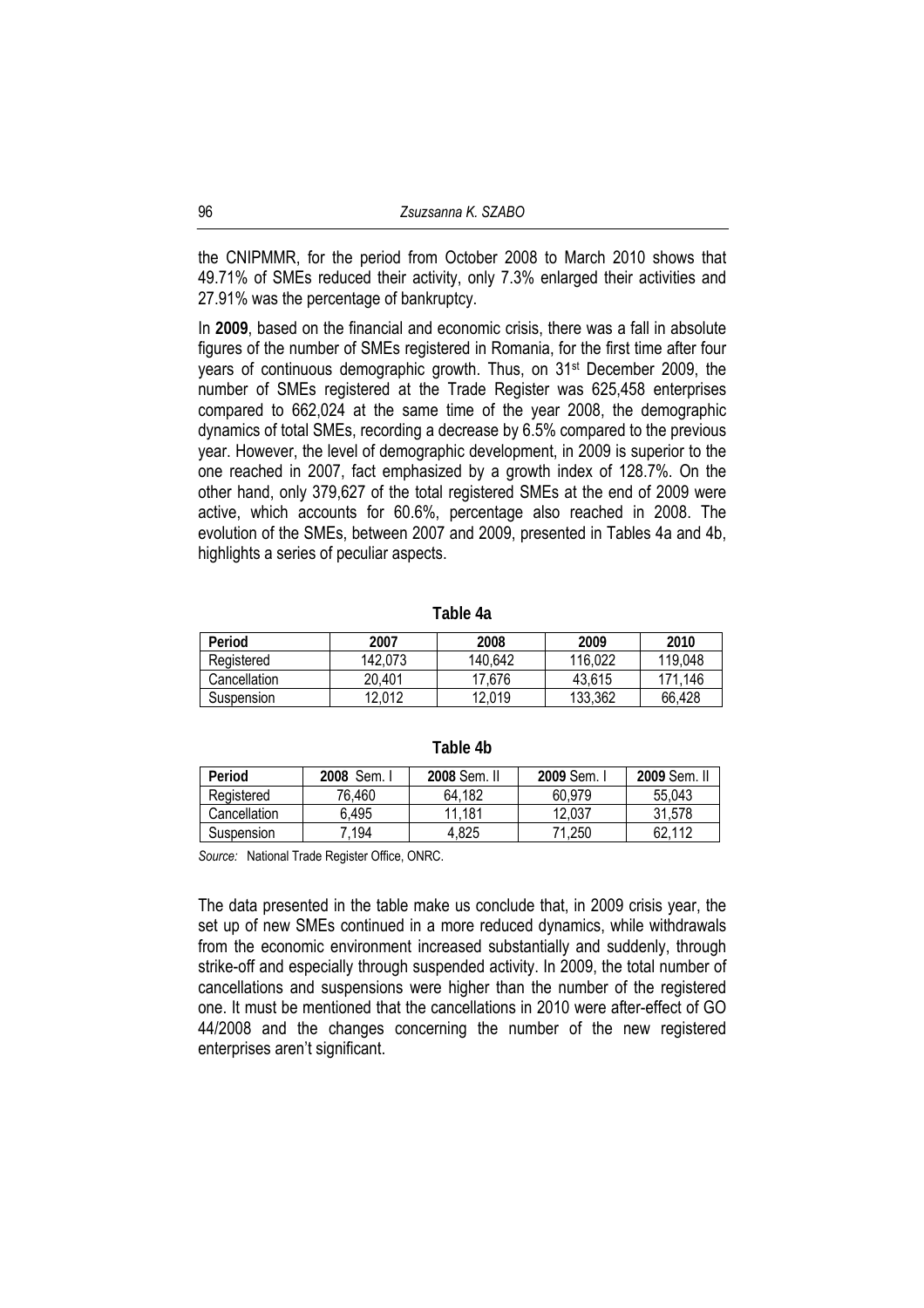the CNIPMMR, for the period from October 2008 to March 2010 shows that 49.71% of SMEs reduced their activity, only 7.3% enlarged their activities and 27.91% was the percentage of bankruptcy.

In **2009**, based on the financial and economic crisis, there was a fall in absolute figures of the number of SMEs registered in Romania, for the first time after four years of continuous demographic growth. Thus, on 31[st] December 2009, the number of SMEs registered at the Trade Register was 625,458 enterprises compared to 662,024 at the same time of the year 2008, the demographic dynamics of total SMEs, recording a decrease by 6.5% compared to the previous year. However, the level of demographic development, in 2009 is superior to the one reached in 2007, fact emphasized by a growth index of 128.7%. On the other hand, only 379,627 of the total registered SMEs at the end of 2009 were active, which accounts for 60.6%, percentage also reached in 2008. The evolution of the SMEs, between 2007 and 2009, presented in Tables 4a and 4b, highlights a series of peculiar aspects.

**Table 4a**

| Period | 2007 | 2008 | 2009 | 2010 |
|---|---|---|---|---|
| Registered | 142,073 | 140,642 | 116,022 | 119,048 |
| Cancellation | 20,401 | 17,676 | 43,615 | 171,146 |
| Suspension | 12,012 | 12,019 | 133,362 | 66,428 |

**Table 4b**

| Period | **2008** Sem. I | **2008** Sem. II | **2009** Sem. I | **2009** Sem. II |
|---|---|---|---|---|
| Registered | 76,460 | 64,182 | 60,979 | 55,043 |
| Cancellation | 6,495 | 11,181 | 12,037 | 31,578 |
| Suspension | 7,194 | 4,825 | 71,250 | 62,112 |

*Source:* National Trade Register Office, ONRC.

The data presented in the table make us conclude that, in 2009 crisis year, the set up of new SMEs continued in a more reduced dynamics, while withdrawals from the economic environment increased substantially and suddenly, through strike-off and especially through suspended activity. In 2009, the total number of cancellations and suspensions were higher than the number of the registered one. It must be mentioned that the cancellations in 2010 were after-effect of GO 44/2008 and the changes concerning the number of the new registered enterprises aren't significant.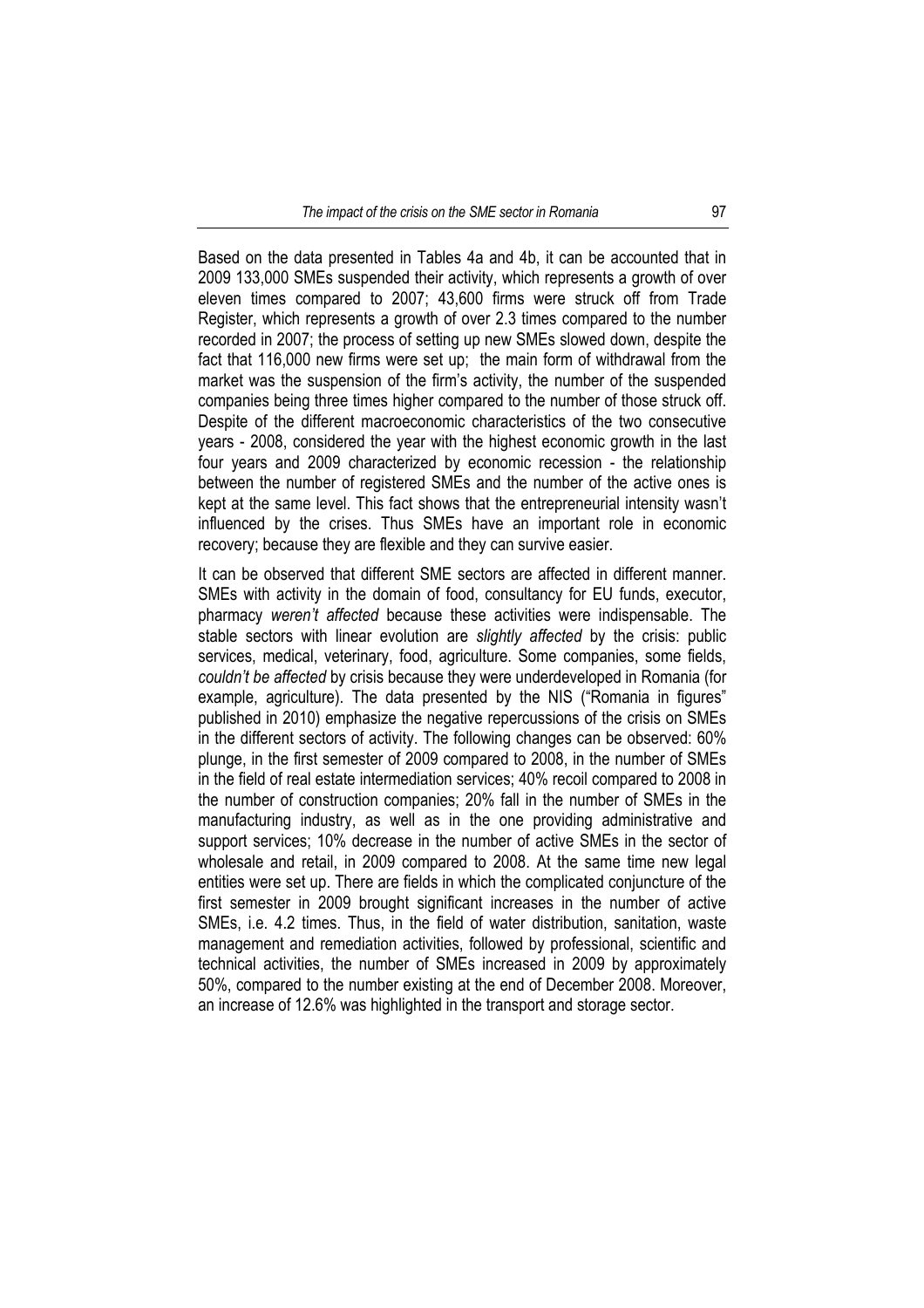Based on the data presented in Tables 4a and 4b, it can be accounted that in 2009 133,000 SMEs suspended their activity, which represents a growth of over eleven times compared to 2007; 43,600 firms were struck off from Trade Register, which represents a growth of over 2.3 times compared to the number recorded in 2007; the process of setting up new SMEs slowed down, despite the fact that 116,000 new firms were set up; the main form of withdrawal from the market was the suspension of the firm's activity, the number of the suspended companies being three times higher compared to the number of those struck off. Despite of the different macroeconomic characteristics of the two consecutive years - 2008, considered the year with the highest economic growth in the last four years and 2009 characterized by economic recession - the relationship between the number of registered SMEs and the number of the active ones is kept at the same level. This fact shows that the entrepreneurial intensity wasn't influenced by the crises. Thus SMEs have an important role in economic recovery; because they are flexible and they can survive easier.

It can be observed that different SME sectors are affected in different manner. SMEs with activity in the domain of food, consultancy for EU funds, executor, pharmacy *weren't affected* because these activities were indispensable. The stable sectors with linear evolution are *slightly affected* by the crisis: public services, medical, veterinary, food, agriculture. Some companies, some fields, *couldn't be affected* by crisis because they were underdeveloped in Romania (for example, agriculture). The data presented by the NIS ("Romania in figures" published in 2010) emphasize the negative repercussions of the crisis on SMEs in the different sectors of activity. The following changes can be observed: 60% plunge, in the first semester of 2009 compared to 2008, in the number of SMEs in the field of real estate intermediation services; 40% recoil compared to 2008 in the number of construction companies; 20% fall in the number of SMEs in the manufacturing industry, as well as in the one providing administrative and support services; 10% decrease in the number of active SMEs in the sector of wholesale and retail, in 2009 compared to 2008. At the same time new legal entities were set up. There are fields in which the complicated conjuncture of the first semester in 2009 brought significant increases in the number of active SMEs, i.e. 4.2 times. Thus, in the field of water distribution, sanitation, waste management and remediation activities, followed by professional, scientific and technical activities, the number of SMEs increased in 2009 by approximately 50%, compared to the number existing at the end of December 2008. Moreover, an increase of 12.6% was highlighted in the transport and storage sector.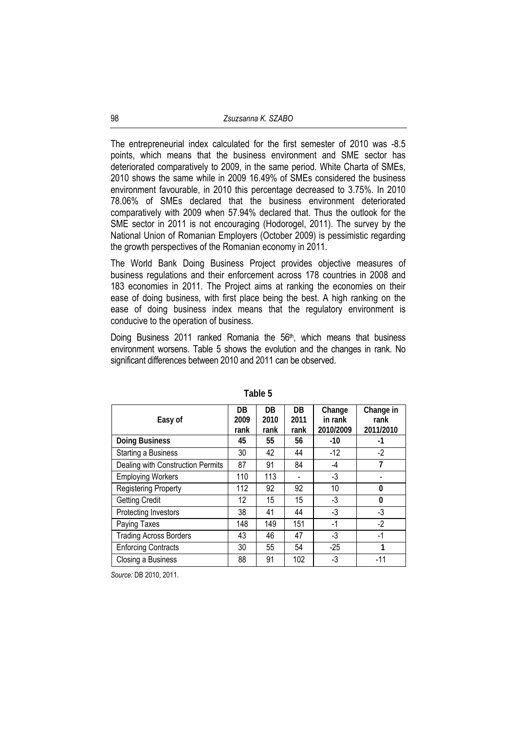The entrepreneurial index calculated for the first semester of 2010 was -8.5 points, which means that the business environment and SME sector has deteriorated comparatively to 2009, in the same period. White Charta of SMEs, 2010 shows the same while in 2009 16.49% of SMEs considered the business environment favourable, in 2010 this percentage decreased to 3.75%. In 2010 78.06% of SMEs declared that the business environment deteriorated comparatively with 2009 when 57.94% declared that. Thus the outlook for the SME sector in 2011 is not encouraging (Hodorogel, 2011). The survey by the National Union of Romanian Employers (October 2009) is pessimistic regarding the growth perspectives of the Romanian economy in 2011.

The World Bank Doing Business Project provides objective measures of business regulations and their enforcement across 178 countries in 2008 and 183 economies in 2011. The Project aims at ranking the economies on their ease of doing business, with first place being the best. A high ranking on the ease of doing business index means that the regulatory environment is conducive to the operation of business.

Doing Business 2011 ranked Romania the 56th, which means that business environment worsens. Table 5 shows the evolution and the changes in rank. No significant differences between 2010 and 2011 can be observed.

**Table 5**

| Easy of | DB 2009 rank | DB 2010 rank | DB 2011 rank | Change in rank 2010/2009 | Change in rank 2011/2010 |
|---|---|---|---|---|---|
| **Doing Business** | **45** | **55** | **56** | **-10** | **-1** |
| Starting a Business | 30 | 42 | 44 | -12 | -2 |
| Dealing with Construction Permits | 87 | 91 | 84 | -4 | **7** |
| Employing Workers | 110 | 113 | - | -3 | - |
| Registering Property | 112 | 92 | 92 | 10 | **0** |
| Getting Credit | 12 | 15 | 15 | -3 | **0** |
| Protecting Investors | 38 | 41 | 44 | -3 | -3 |
| Paying Taxes | 148 | 149 | 151 | -1 | -2 |
| Trading Across Borders | 43 | 46 | 47 | -3 | -1 |
| Enforcing Contracts | 30 | 55 | 54 | -25 | **1** |
| Closing a Business | 88 | 91 | 102 | -3 | -11 |

*Source:* DB 2010, 2011.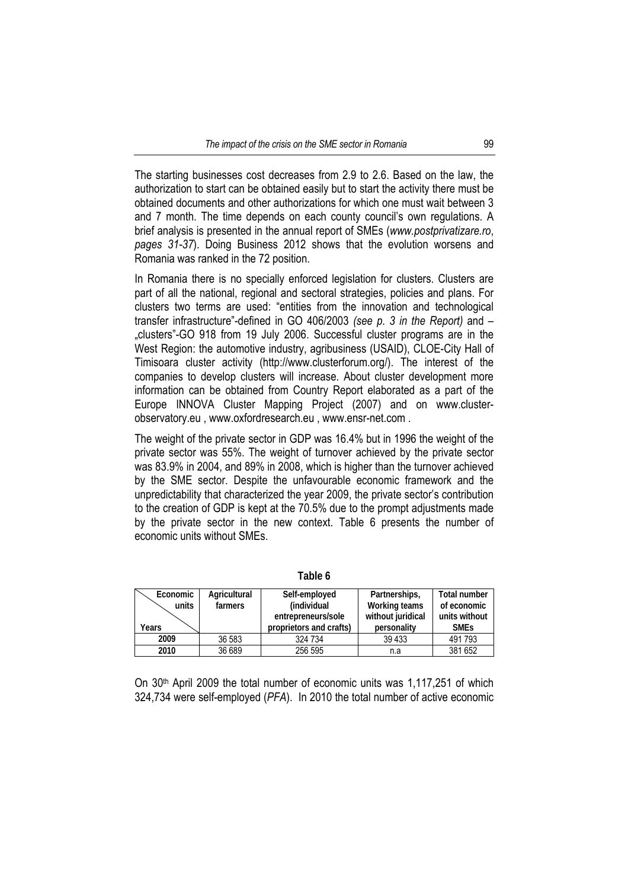The starting businesses cost decreases from 2.9 to 2.6. Based on the law, the authorization to start can be obtained easily but to start the activity there must be obtained documents and other authorizations for which one must wait between 3 and 7 month. The time depends on each county council's own regulations. A brief analysis is presented in the annual report of SMEs (*www.postprivatizare.ro*, *pages 31-37*). Doing Business 2012 shows that the evolution worsens and Romania was ranked in the 72 position.

In Romania there is no specially enforced legislation for clusters. Clusters are part of all the national, regional and sectoral strategies, policies and plans. For clusters two terms are used: "entities from the innovation and technological transfer infrastructure"-defined in GO 406/2003 *(see p. 3 in the Report)* and – „clusters"-GO 918 from 19 July 2006. Successful cluster programs are in the West Region: the automotive industry, agribusiness (USAID), CLOE-City Hall of Timisoara cluster activity (http://www.clusterforum.org/). The interest of the companies to develop clusters will increase. About cluster development more information can be obtained from Country Report elaborated as a part of the Europe INNOVA Cluster Mapping Project (2007) and on www.cluster-observatory.eu , www.oxfordresearch.eu , www.ensr-net.com .

The weight of the private sector in GDP was 16.4% but in 1996 the weight of the private sector was 55%. The weight of turnover achieved by the private sector was 83.9% in 2004, and 89% in 2008, which is higher than the turnover achieved by the SME sector. Despite the unfavourable economic framework and the unpredictability that characterized the year 2009, the private sector's contribution to the creation of GDP is kept at the 70.5% due to the prompt adjustments made by the private sector in the new context. Table 6 presents the number of economic units without SMEs.

**Table 6**

| Economic units / Years | Agricultural farmers | Self-employed (individual entrepreneurs/sole proprietors and crafts) | Partnerships, Working teams without juridical personality | Total number of economic units without SMEs |
|---|---|---|---|---|
| 2009 | 36 583 | 324 734 | 39 433 | 491 793 |
| 2010 | 36 689 | 256 595 | n.a | 381 652 |

On 30th April 2009 the total number of economic units was 1,117,251 of which 324,734 were self-employed (*PFA*). In 2010 the total number of active economic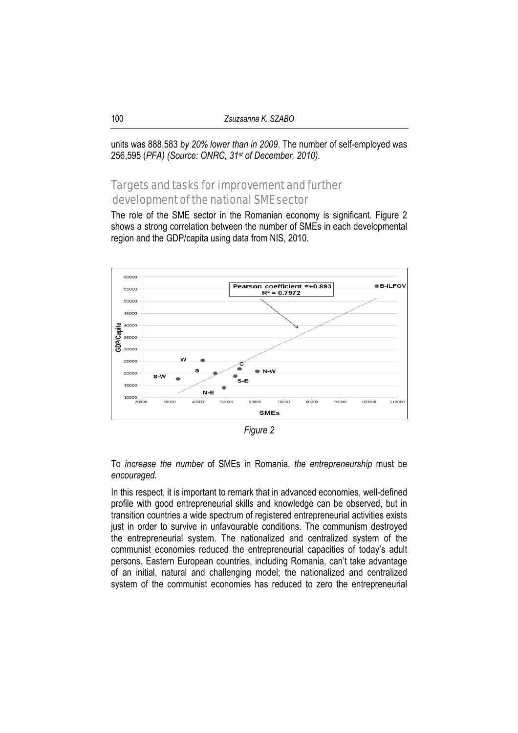units was 888,583 *by 20% lower than in 2009*. The number of self-employed was 256,595 (*PFA) (Source: ONRC, 31st of December, 2010)*.

## Targets and tasks for improvement and further development of the national SME sector

The role of the SME sector in the Romanian economy is significant. Figure 2 shows a strong correlation between the number of SMEs in each developmental region and the GDP/capita using data from NIS, 2010.

*Figure 2*

To *increase the number* of SMEs in Romania, *the entrepreneurship* must be *encouraged*.

In this respect, it is important to remark that in advanced economies, well-defined profile with good entrepreneurial skills and knowledge can be observed, but in transition countries a wide spectrum of registered entrepreneurial activities exists just in order to survive in unfavourable conditions. The communism destroyed the entrepreneurial system. The nationalized and centralized system of the communist economies reduced the entrepreneurial capacities of today's adult persons. Eastern European countries, including Romania, can't take advantage of an initial, natural and challenging model; the nationalized and centralized system of the communist economies has reduced to zero the entrepreneurial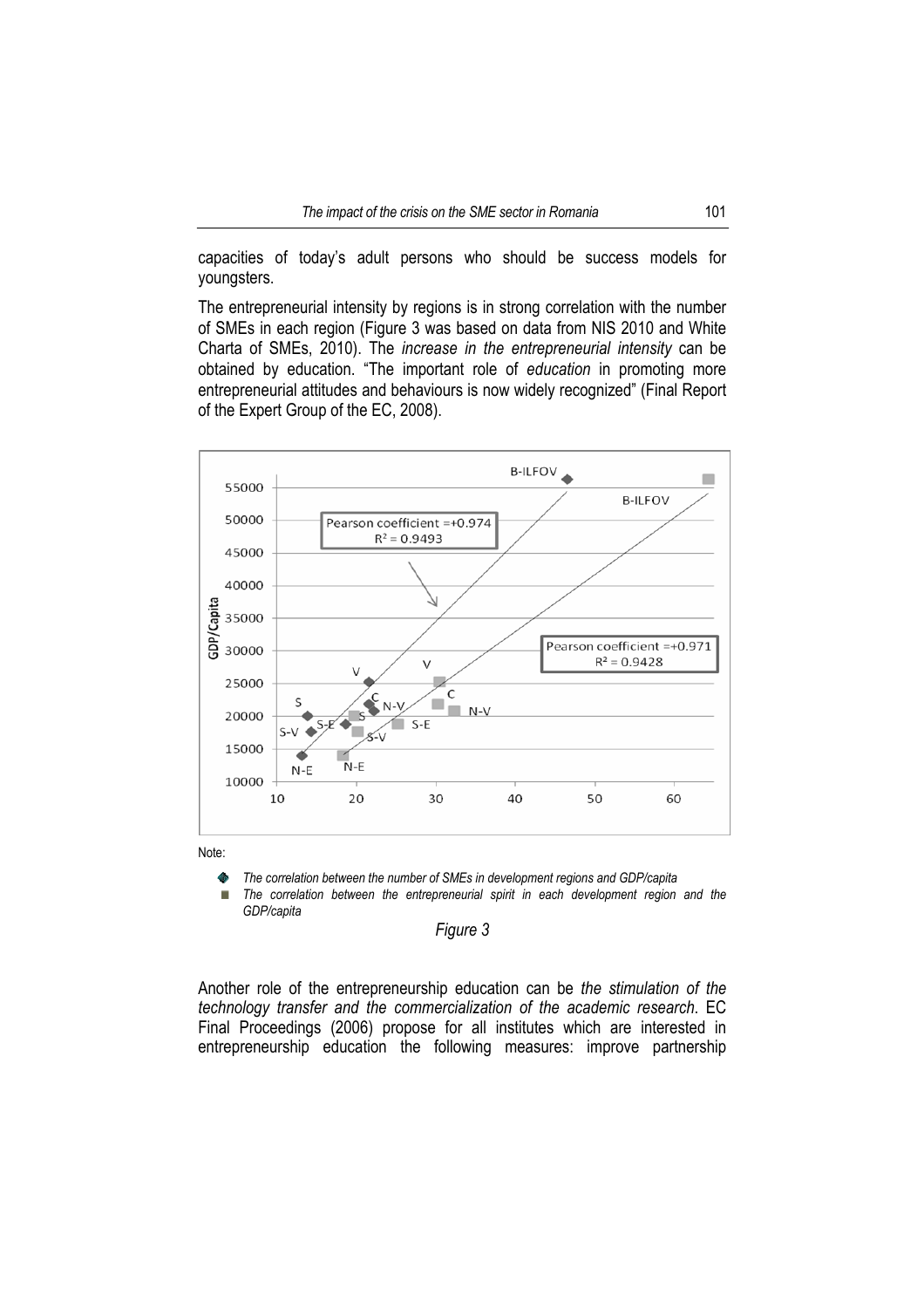capacities of today's adult persons who should be success models for youngsters.

The entrepreneurial intensity by regions is in strong correlation with the number of SMEs in each region (Figure 3 was based on data from NIS 2010 and White Charta of SMEs, 2010). The *increase in the entrepreneurial intensity* can be obtained by education. "The important role of *education* in promoting more entrepreneurial attitudes and behaviours is now widely recognized" (Final Report of the Expert Group of the EC, 2008).

Note:

- *The correlation between the number of SMEs in development regions and GDP/capita*
- *The correlation between the entrepreneurial spirit in each development region and the GDP/capita*

*Figure 3*

Another role of the entrepreneurship education can be *the stimulation of the technology transfer and the commercialization of the academic research*. EC Final Proceedings (2006) propose for all institutes which are interested in entrepreneurship education the following measures: improve partnership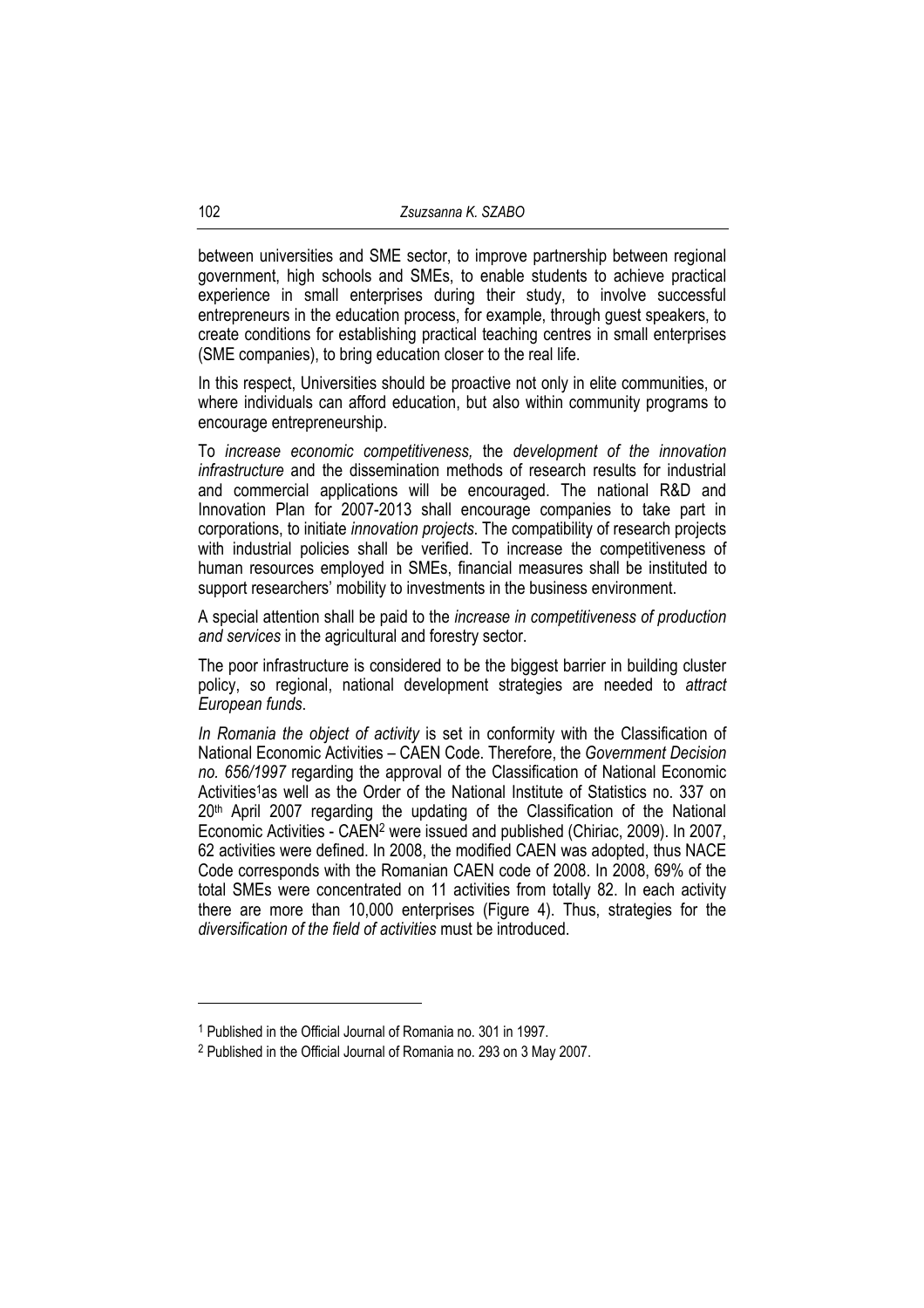between universities and SME sector, to improve partnership between regional government, high schools and SMEs, to enable students to achieve practical experience in small enterprises during their study, to involve successful entrepreneurs in the education process, for example, through guest speakers, to create conditions for establishing practical teaching centres in small enterprises (SME companies), to bring education closer to the real life.

In this respect, Universities should be proactive not only in elite communities, or where individuals can afford education, but also within community programs to encourage entrepreneurship.

To *increase economic competitiveness,* the *development of the innovation infrastructure* and the dissemination methods of research results for industrial and commercial applications will be encouraged. The national R&D and Innovation Plan for 2007-2013 shall encourage companies to take part in corporations, to initiate *innovation projects*. The compatibility of research projects with industrial policies shall be verified. To increase the competitiveness of human resources employed in SMEs, financial measures shall be instituted to support researchers' mobility to investments in the business environment.

A special attention shall be paid to the *increase in competitiveness of production and services* in the agricultural and forestry sector.

The poor infrastructure is considered to be the biggest barrier in building cluster policy, so regional, national development strategies are needed to *attract European funds*.

*In Romania the object of activity* is set in conformity with the Classification of National Economic Activities – CAEN Code. Therefore, the *Government Decision no. 656/1997* regarding the approval of the Classification of National Economic Activities[1] as well as the Order of the National Institute of Statistics no. 337 on 20th April 2007 regarding the updating of the Classification of the National Economic Activities - CAEN[2] were issued and published (Chiriac, 2009). In 2007, 62 activities were defined. In 2008, the modified CAEN was adopted, thus NACE Code corresponds with the Romanian CAEN code of 2008. In 2008, 69% of the total SMEs were concentrated on 11 activities from totally 82. In each activity there are more than 10,000 enterprises (Figure 4). Thus, strategies for the *diversification of the field of activities* must be introduced.

[1] Published in the Official Journal of Romania no. 301 in 1997.

[2] Published in the Official Journal of Romania no. 293 on 3 May 2007.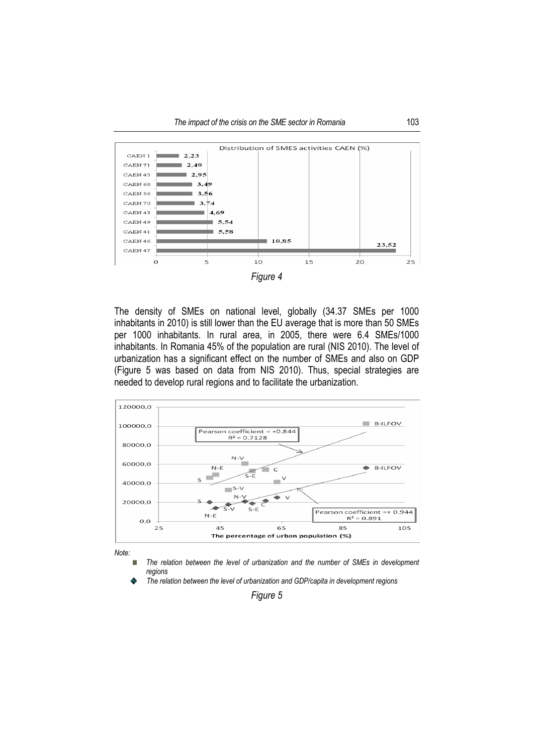Figure 4

The density of SMEs on national level, globally (34.37 SMEs per 1000 inhabitants in 2010) is still lower than the EU average that is more than 50 SMEs per 1000 inhabitants. In rural area, in 2005, there were 6.4 SMEs/1000 inhabitants. In Romania 45% of the population are rural (NIS 2010). The level of urbanization has a significant effect on the number of SMEs and also on GDP (Figure 5 was based on data from NIS 2010). Thus, special strategies are needed to develop rural regions and to facilitate the urbanization.

*Note:*

- *The relation between the level of urbanization and the number of SMEs in development regions*
- *The relation between the level of urbanization and GDP/capita in development regions*

Figure 5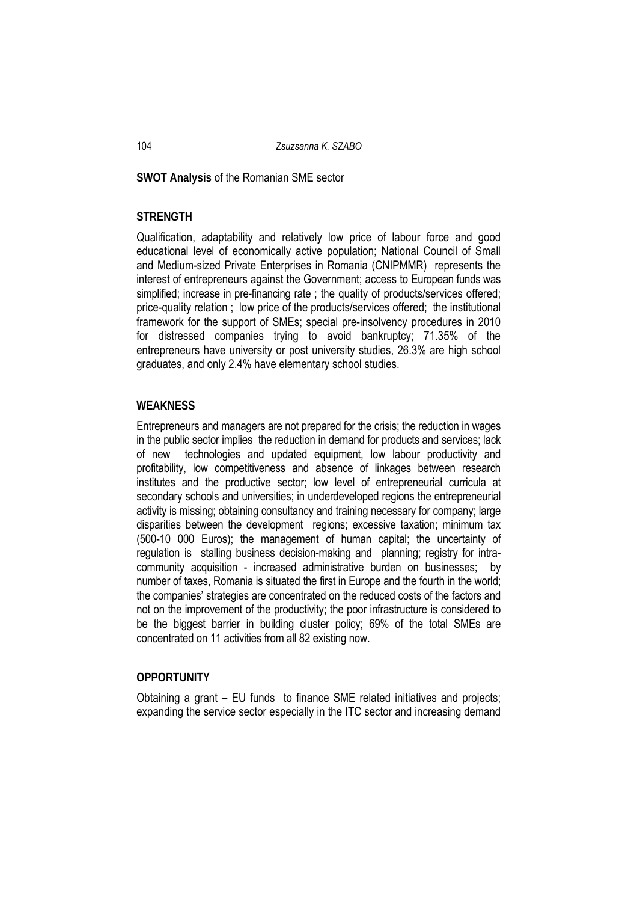**SWOT Analysis** of the Romanian SME sector

**STRENGTH**

Qualification, adaptability and relatively low price of labour force and good educational level of economically active population; National Council of Small and Medium-sized Private Enterprises in Romania (CNIPMMR) represents the interest of entrepreneurs against the Government; access to European funds was simplified; increase in pre-financing rate ; the quality of products/services offered; price-quality relation ; low price of the products/services offered; the institutional framework for the support of SMEs; special pre-insolvency procedures in 2010 for distressed companies trying to avoid bankruptcy; 71.35% of the entrepreneurs have university or post university studies, 26.3% are high school graduates, and only 2.4% have elementary school studies.

**WEAKNESS**

Entrepreneurs and managers are not prepared for the crisis; the reduction in wages in the public sector implies the reduction in demand for products and services; lack of new technologies and updated equipment, low labour productivity and profitability, low competitiveness and absence of linkages between research institutes and the productive sector; low level of entrepreneurial curricula at secondary schools and universities; in underdeveloped regions the entrepreneurial activity is missing; obtaining consultancy and training necessary for company; large disparities between the development regions; excessive taxation; minimum tax (500-10 000 Euros); the management of human capital; the uncertainty of regulation is stalling business decision-making and planning; registry for intra-community acquisition - increased administrative burden on businesses; by number of taxes, Romania is situated the first in Europe and the fourth in the world; the companies' strategies are concentrated on the reduced costs of the factors and not on the improvement of the productivity; the poor infrastructure is considered to be the biggest barrier in building cluster policy; 69% of the total SMEs are concentrated on 11 activities from all 82 existing now.

**OPPORTUNITY**

Obtaining a grant – EU funds to finance SME related initiatives and projects; expanding the service sector especially in the ITC sector and increasing demand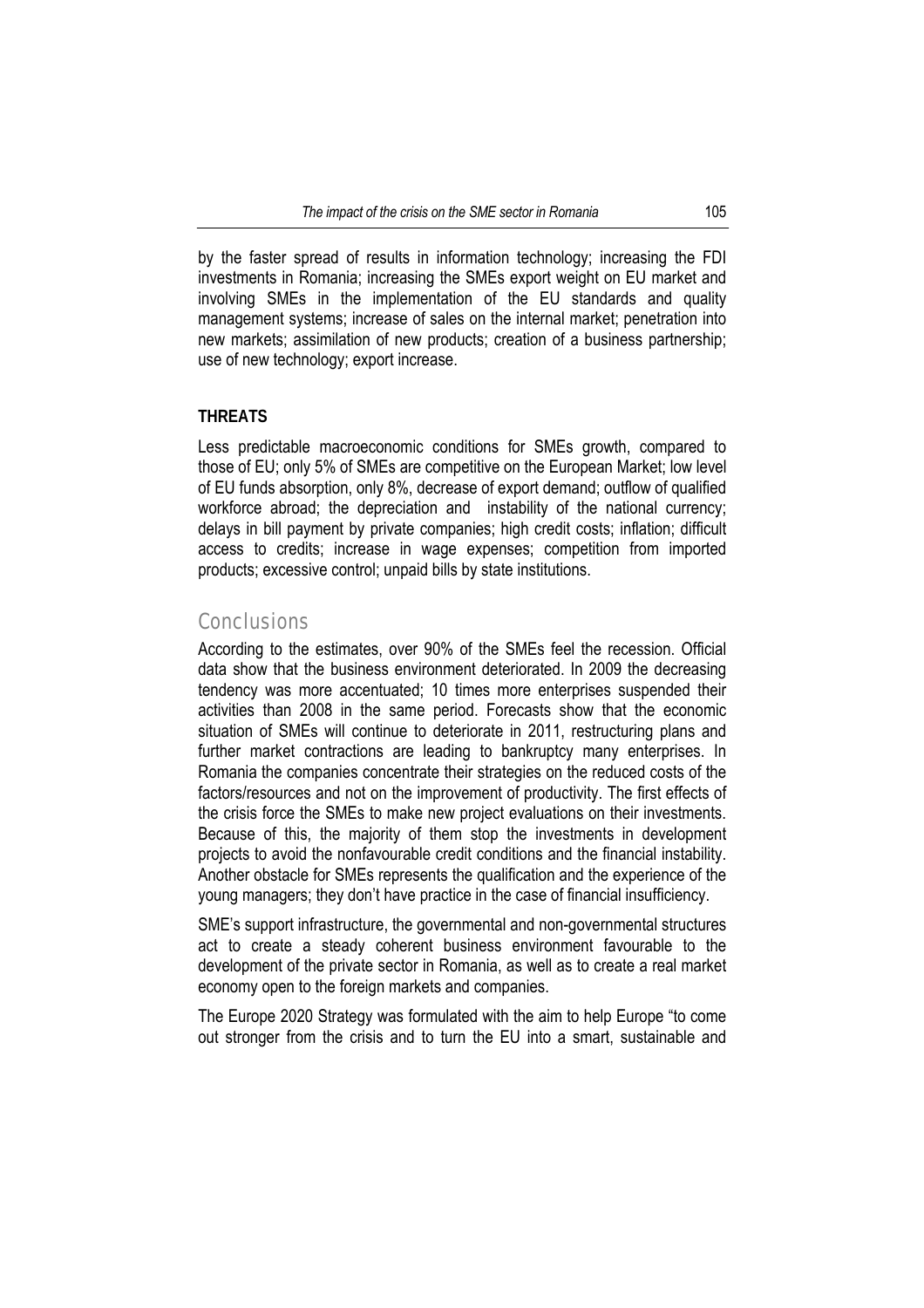by the faster spread of results in information technology; increasing the FDI investments in Romania; increasing the SMEs export weight on EU market and involving SMEs in the implementation of the EU standards and quality management systems; increase of sales on the internal market; penetration into new markets; assimilation of new products; creation of a business partnership; use of new technology; export increase.

**THREATS**

Less predictable macroeconomic conditions for SMEs growth, compared to those of EU; only 5% of SMEs are competitive on the European Market; low level of EU funds absorption, only 8%, decrease of export demand; outflow of qualified workforce abroad; the depreciation and instability of the national currency; delays in bill payment by private companies; high credit costs; inflation; difficult access to credits; increase in wage expenses; competition from imported products; excessive control; unpaid bills by state institutions.

## Conclusions

According to the estimates, over 90% of the SMEs feel the recession. Official data show that the business environment deteriorated. In 2009 the decreasing tendency was more accentuated; 10 times more enterprises suspended their activities than 2008 in the same period. Forecasts show that the economic situation of SMEs will continue to deteriorate in 2011, restructuring plans and further market contractions are leading to bankruptcy many enterprises. In Romania the companies concentrate their strategies on the reduced costs of the factors/resources and not on the improvement of productivity. The first effects of the crisis force the SMEs to make new project evaluations on their investments. Because of this, the majority of them stop the investments in development projects to avoid the nonfavourable credit conditions and the financial instability. Another obstacle for SMEs represents the qualification and the experience of the young managers; they don't have practice in the case of financial insufficiency.

SME's support infrastructure, the governmental and non-governmental structures act to create a steady coherent business environment favourable to the development of the private sector in Romania, as well as to create a real market economy open to the foreign markets and companies.

The Europe 2020 Strategy was formulated with the aim to help Europe "to come out stronger from the crisis and to turn the EU into a smart, sustainable and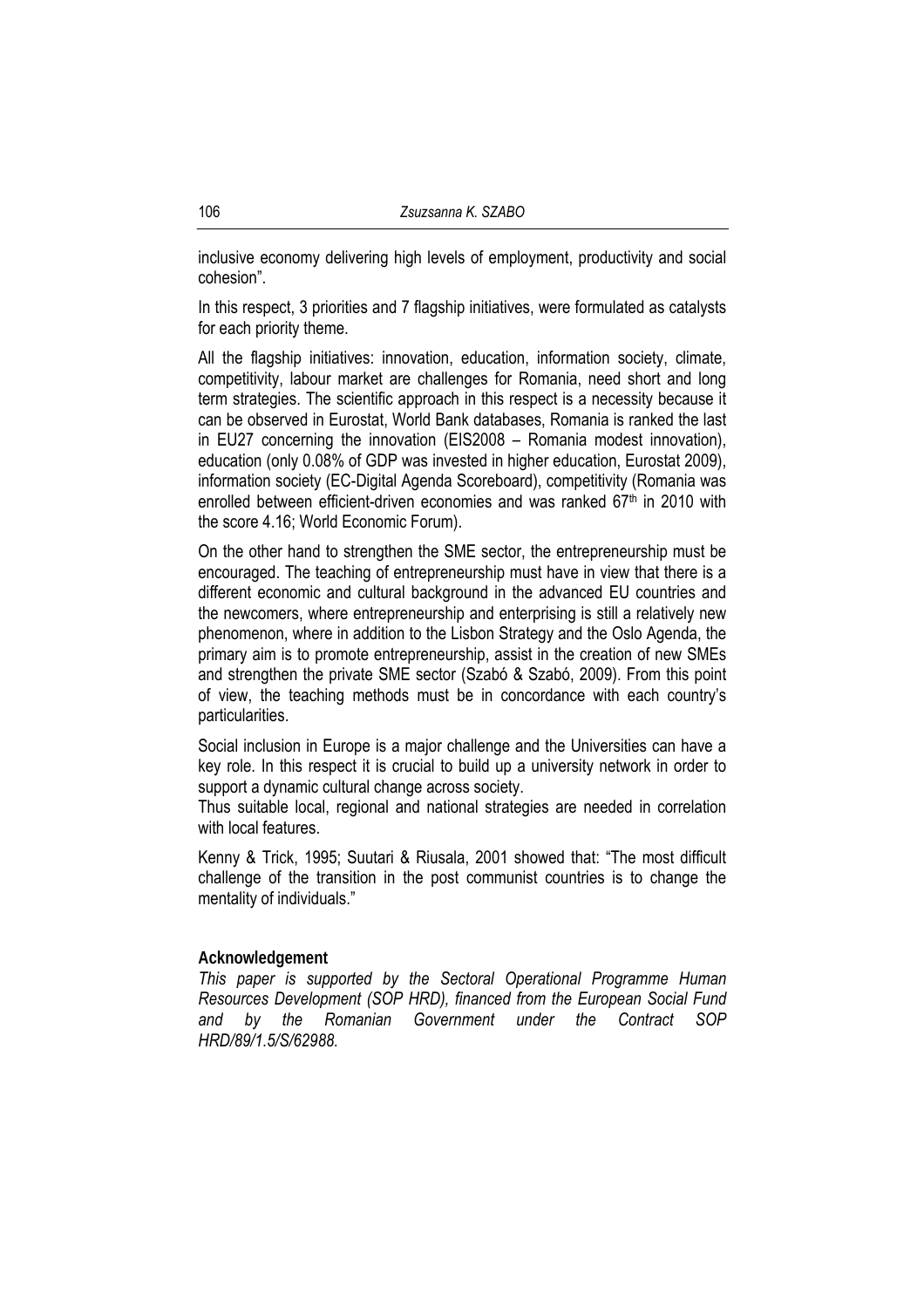inclusive economy delivering high levels of employment, productivity and social cohesion".

In this respect, 3 priorities and 7 flagship initiatives, were formulated as catalysts for each priority theme.

All the flagship initiatives: innovation, education, information society, climate, competitivity, labour market are challenges for Romania, need short and long term strategies. The scientific approach in this respect is a necessity because it can be observed in Eurostat, World Bank databases, Romania is ranked the last in EU27 concerning the innovation (EIS2008 – Romania modest innovation), education (only 0.08% of GDP was invested in higher education, Eurostat 2009), information society (EC-Digital Agenda Scoreboard), competitivity (Romania was enrolled between efficient-driven economies and was ranked 67th in 2010 with the score 4.16; World Economic Forum).

On the other hand to strengthen the SME sector, the entrepreneurship must be encouraged. The teaching of entrepreneurship must have in view that there is a different economic and cultural background in the advanced EU countries and the newcomers, where entrepreneurship and enterprising is still a relatively new phenomenon, where in addition to the Lisbon Strategy and the Oslo Agenda, the primary aim is to promote entrepreneurship, assist in the creation of new SMEs and strengthen the private SME sector (Szabó & Szabó, 2009). From this point of view, the teaching methods must be in concordance with each country's particularities.

Social inclusion in Europe is a major challenge and the Universities can have a key role. In this respect it is crucial to build up a university network in order to support a dynamic cultural change across society.

Thus suitable local, regional and national strategies are needed in correlation with local features.

Kenny & Trick, 1995; Suutari & Riusala, 2001 showed that: "The most difficult challenge of the transition in the post communist countries is to change the mentality of individuals."

**Acknowledgement**

*This paper is supported by the Sectoral Operational Programme Human Resources Development (SOP HRD), financed from the European Social Fund and by the Romanian Government under the Contract SOP HRD/89/1.5/S/62988.*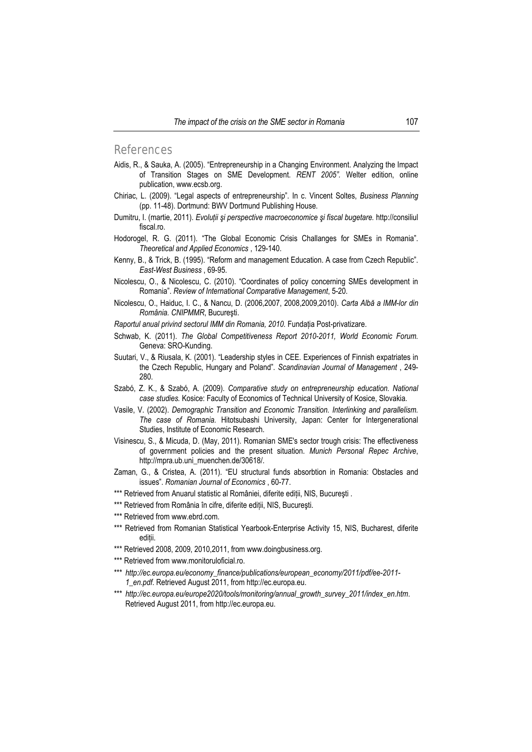## References

Aidis, R., & Sauka, A. (2005). "Entrepreneurship in a Changing Environment. Analyzing the Impact of Transition Stages on SME Development. *RENT 2005"*. Welter edition, online publication, www.ecsb.org.

Chiriac, L. (2009). "Legal aspects of entrepreneurship". In c. Vincent Soltes, *Business Planning* (pp. 11-48). Dortmund: BWV Dortmund Publishing House.

Dumitru, I. (martie, 2011). *Evoluții şi perspective macroeconomice şi fiscal bugetare.* http://consiliul fiscal.ro.

Hodorogel, R. G. (2011). "The Global Economic Crisis Challanges for SMEs in Romania". *Theoretical and Applied Economics* , 129-140.

Kenny, B., & Trick, B. (1995). "Reform and management Education. A case from Czech Republic". *East-West Business* , 69-95.

Nicolescu, O., & Nicolescu, C. (2010). "Coordinates of policy concerning SMEs development in Romania". *Review of International Comparative Management*, 5-20.

Nicolescu, O., Haiduc, I. C., & Nancu, D. (2006,2007, 2008,2009,2010). *Carta Albă a IMM-lor din România. CNIPMMR*, Bucureşti.

*Raportul anual privind sectorul IMM din Romania, 2010.* Fundația Post-privatizare.

Schwab, K. (2011). *The Global Competitiveness Report 2010-2011, World Economic Forum.* Geneva: SRO-Kunding.

Suutari, V., & Riusala, K. (2001). "Leadership styles in CEE. Experiences of Finnish expatriates in the Czech Republic, Hungary and Poland". *Scandinavian Journal of Management* , 249-280.

Szabó, Z. K., & Szabó, A. (2009). *Comparative study on entrepreneurship education. National case studies.* Kosice: Faculty of Economics of Technical University of Kosice, Slovakia.

Vasile, V. (2002). *Demographic Transition and Economic Transition. Interlinking and parallelism. The case of Romania.* Hitotsubashi University, Japan: Center for Intergenerational Studies, Institute of Economic Research.

Visinescu, S., & Micuda, D. (May, 2011). Romanian SME's sector trough crisis: The effectiveness of government policies and the present situation. *Munich Personal Repec Archive*, http://mpra.ub.uni_muenchen.de/30618/.

Zaman, G., & Cristea, A. (2011). "EU structural funds absorbtion in Romania: Obstacles and issues". *Romanian Journal of Economics* , 60-77.

*** Retrieved from Anuarul statistic al României, diferite ediții, NIS, Bucureşti .

*** Retrieved from România în cifre, diferite ediții, NIS, Bucureşti.

*** Retrieved from www.ebrd.com.

*** Retrieved from Romanian Statistical Yearbook-Enterprise Activity 15, NIS, Bucharest, diferite ediții.

*** Retrieved 2008, 2009, 2010,2011, from www.doingbusiness.org.

*** Retrieved from www.monitoruloficial.ro.

*** *http://ec.europa.eu/economy_finance/publications/european_economy/2011/pdf/ee-2011-1_en.pdf*. Retrieved August 2011, from http://ec.europa.eu.

*** *http://ec.europa.eu/europe2020/tools/monitoring/annual_growth_survey_2011/index_en.htm*. Retrieved August 2011, from http://ec.europa.eu.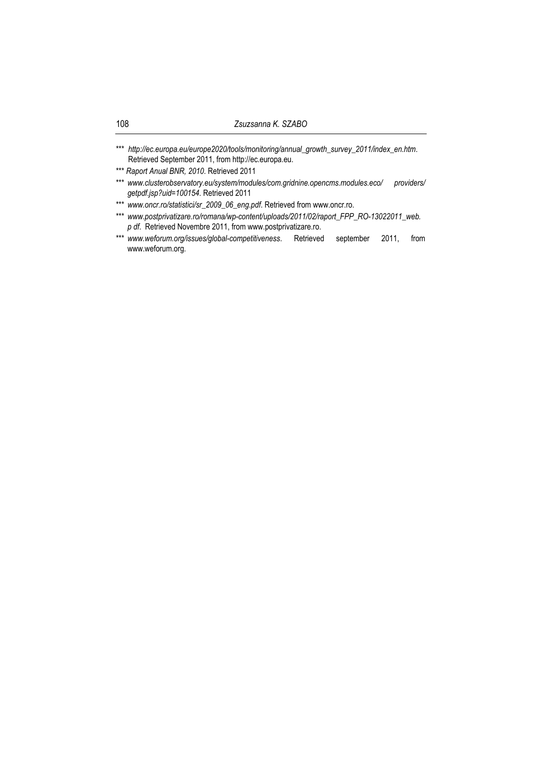*** *http://ec.europa.eu/europe2020/tools/monitoring/annual_growth_survey_2011/index_en.htm*. Retrieved September 2011, from http://ec.europa.eu.

*** *Raport Anual BNR, 2010*. Retrieved 2011

*** *www.clusterobservatory.eu/system/modules/com.gridnine.opencms.modules.eco/ providers/ getpdf.jsp?uid=100154*. Retrieved 2011

*** *www.oncr.ro/statistici/sr_2009_06_eng.pdf*. Retrieved from www.oncr.ro.

*** *www.postprivatizare.ro/romana/wp-content/uploads/2011/02/raport_FPP_RO-13022011_web. p df*. Retrieved Novembre 2011, from www.postprivatizare.ro.

*** *www.weforum.org/issues/global-competitiveness*. Retrieved september 2011, from www.weforum.org.